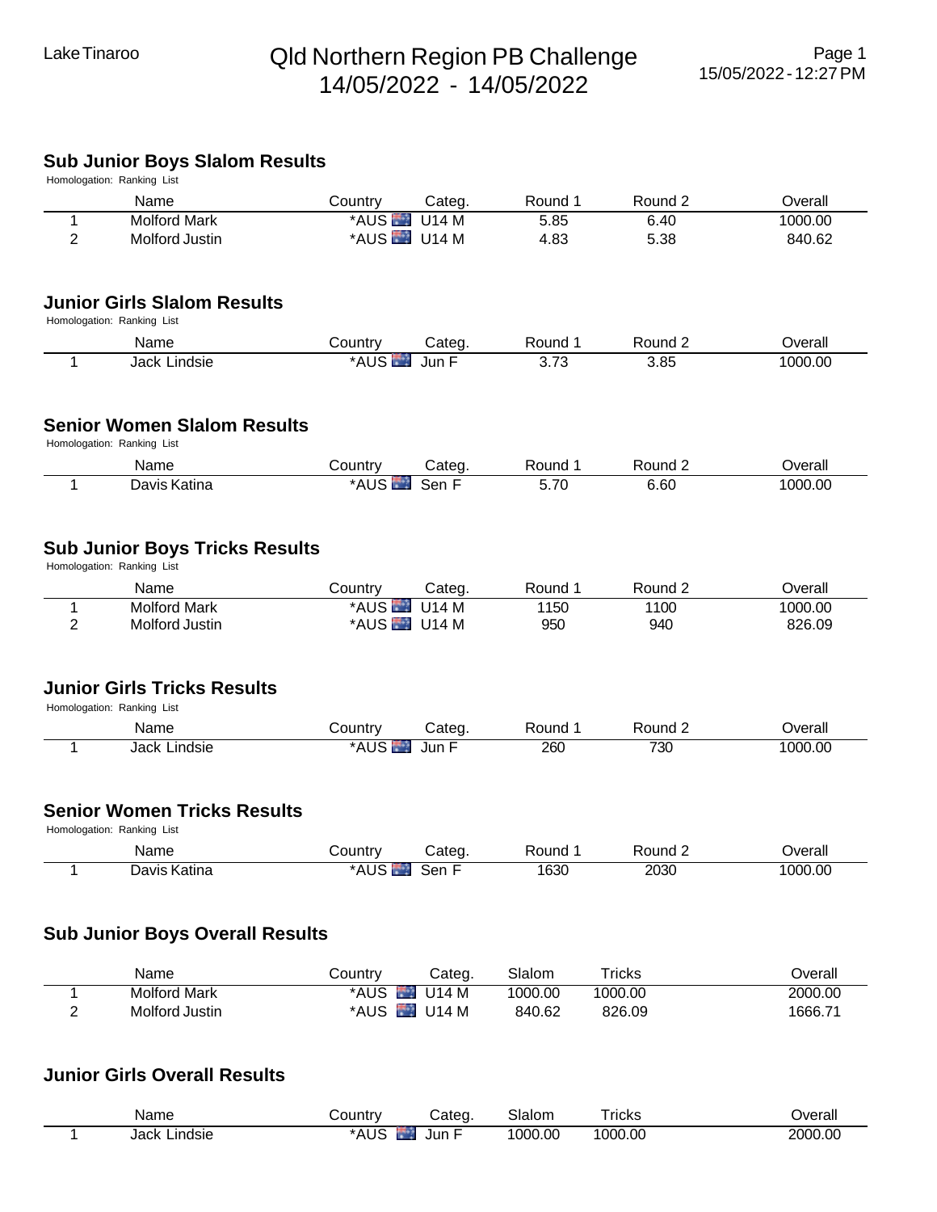Lake Tinaroo

# Qld Northern Region PB Challenge
14/05/2022 - 14/05/2022

15/05/2022 - 12:27 PM

## Sub Junior Boys Slalom Results

Homologation: Ranking List

| | Name | Country | Categ. | Round 1 | Round 2 | Overall |
|---|---|---|---|---|---|---|
| 1 | Molford Mark | *AUS | U14 M | 5.85 | 6.40 | 1000.00 |
| 2 | Molford Justin | *AUS | U14 M | 4.83 | 5.38 | 840.62 |

## Junior Girls Slalom Results

Homologation: Ranking List

| | Name | Country | Categ. | Round 1 | Round 2 | Overall |
|---|---|---|---|---|---|---|
| 1 | Jack Lindsie | *AUS | Jun F | 3.73 | 3.85 | 1000.00 |

## Senior Women Slalom Results

Homologation: Ranking List

| | Name | Country | Categ. | Round 1 | Round 2 | Overall |
|---|---|---|---|---|---|---|
| 1 | Davis Katina | *AUS | Sen F | 5.70 | 6.60 | 1000.00 |

## Sub Junior Boys Tricks Results

Homologation: Ranking List

| | Name | Country | Categ. | Round 1 | Round 2 | Overall |
|---|---|---|---|---|---|---|
| 1 | Molford Mark | *AUS | U14 M | 1150 | 1100 | 1000.00 |
| 2 | Molford Justin | *AUS | U14 M | 950 | 940 | 826.09 |

## Junior Girls Tricks Results

Homologation: Ranking List

| | Name | Country | Categ. | Round 1 | Round 2 | Overall |
|---|---|---|---|---|---|---|
| 1 | Jack Lindsie | *AUS | Jun F | 260 | 730 | 1000.00 |

## Senior Women Tricks Results

Homologation: Ranking List

| | Name | Country | Categ. | Round 1 | Round 2 | Overall |
|---|---|---|---|---|---|---|
| 1 | Davis Katina | *AUS | Sen F | 1630 | 2030 | 1000.00 |

## Sub Junior Boys Overall Results

| | Name | Country | Categ. | Slalom | Tricks | Overall |
|---|---|---|---|---|---|---|
| 1 | Molford Mark | *AUS | U14 M | 1000.00 | 1000.00 | 2000.00 |
| 2 | Molford Justin | *AUS | U14 M | 840.62 | 826.09 | 1666.71 |

## Junior Girls Overall Results

| | Name | Country | Categ. | Slalom | Tricks | Overall |
|---|---|---|---|---|---|---|
| 1 | Jack Lindsie | *AUS | Jun F | 1000.00 | 1000.00 | 2000.00 |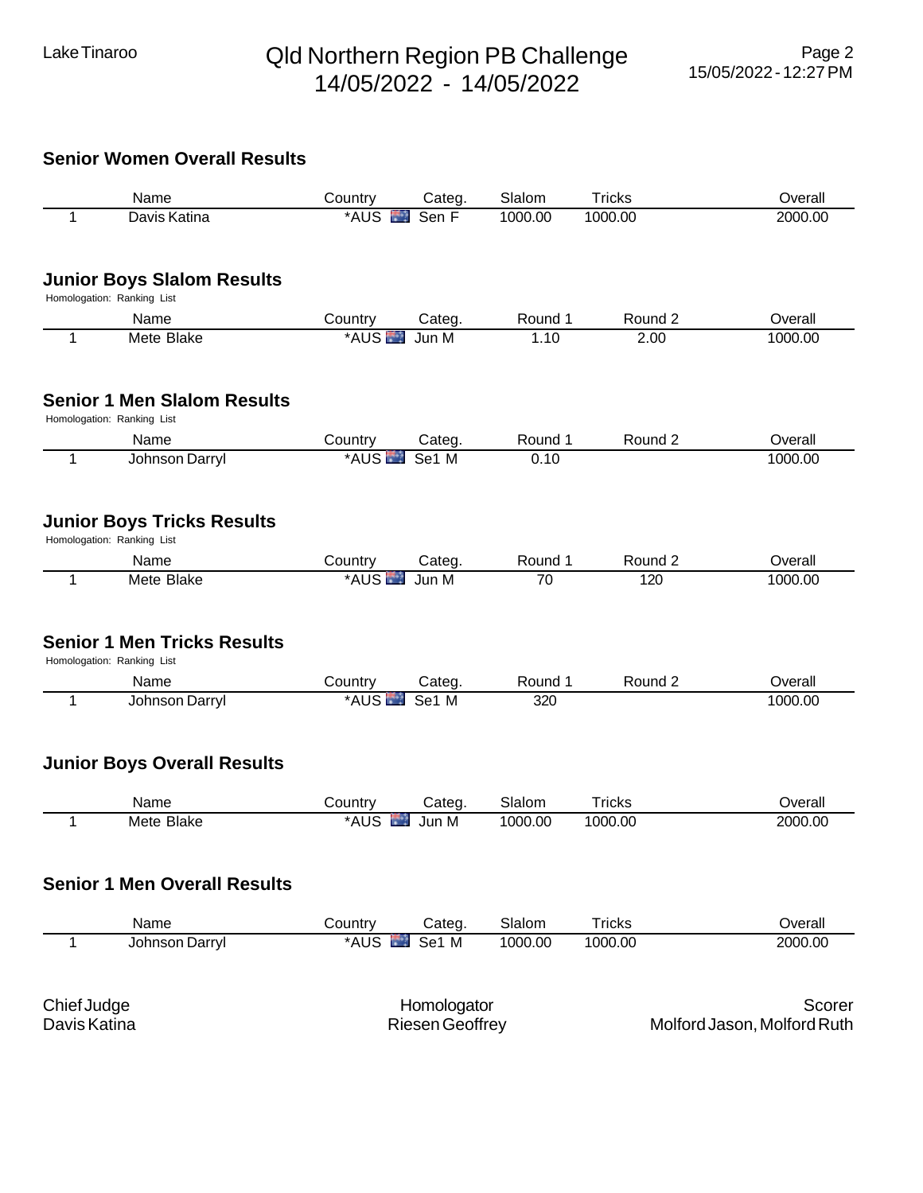## Senior Women Overall Results

| | Name | Country | Categ. | Slalom | Tricks | Overall |
|---|---|---|---|---|---|---|
| 1 | Davis Katina | *AUS | Sen F | 1000.00 | 1000.00 | 2000.00 |

## Junior Boys Slalom Results

Homologation: Ranking List

| | Name | Country | Categ. | Round 1 | Round 2 | Overall |
|---|---|---|---|---|---|---|
| 1 | Mete Blake | *AUS | Jun M | 1.10 | 2.00 | 1000.00 |

## Senior 1 Men Slalom Results

Homologation: Ranking List

| | Name | Country | Categ. | Round 1 | Round 2 | Overall |
|---|---|---|---|---|---|---|
| 1 | Johnson Darryl | *AUS | Se1 M | 0.10 | | 1000.00 |

## Junior Boys Tricks Results

Homologation: Ranking List

| | Name | Country | Categ. | Round 1 | Round 2 | Overall |
|---|---|---|---|---|---|---|
| 1 | Mete Blake | *AUS | Jun M | 70 | 120 | 1000.00 |

## Senior 1 Men Tricks Results

Homologation: Ranking List

| | Name | Country | Categ. | Round 1 | Round 2 | Overall |
|---|---|---|---|---|---|---|
| 1 | Johnson Darryl | *AUS | Se1 M | 320 | | 1000.00 |

## Junior Boys Overall Results

| | Name | Country | Categ. | Slalom | Tricks | Overall |
|---|---|---|---|---|---|---|
| 1 | Mete Blake | *AUS | Jun M | 1000.00 | 1000.00 | 2000.00 |

## Senior 1 Men Overall Results

| | Name | Country | Categ. | Slalom | Tricks | Overall |
|---|---|---|---|---|---|---|
| 1 | Johnson Darryl | *AUS | Se1 M | 1000.00 | 1000.00 | 2000.00 |

| Chief Judge | Homologator | Scorer |
|---|---|---|
| Davis Katina | Riesen Geoffrey | Molford Jason, Molford Ruth |